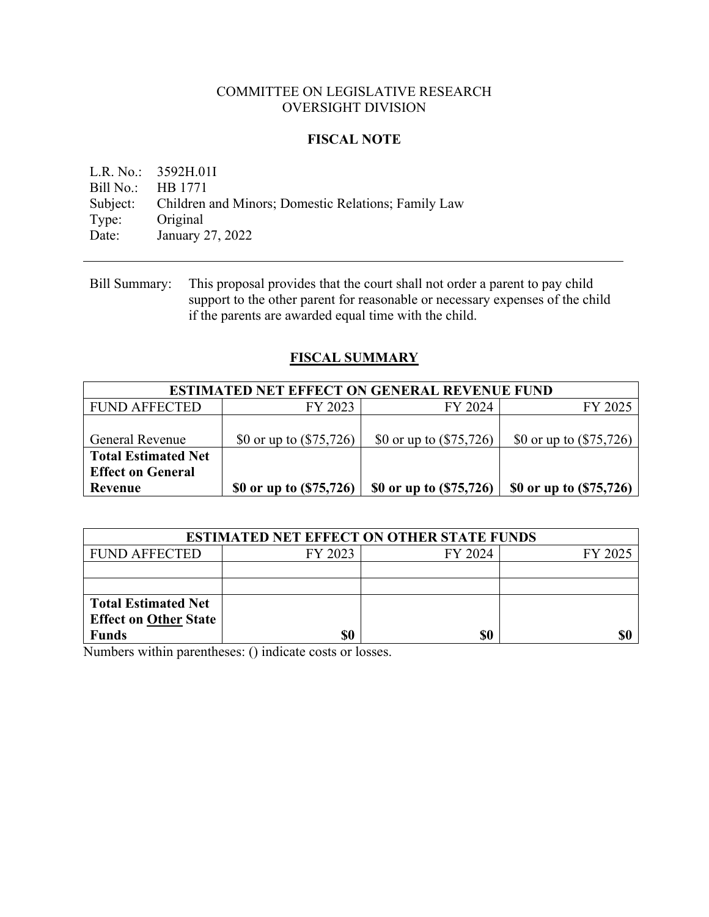COMMITTEE ON LEGISLATIVE RESEARCH
OVERSIGHT DIVISION

**FISCAL NOTE**

L.R. No.: 3592H.01I
Bill No.: HB 1771
Subject: Children and Minors; Domestic Relations; Family Law
Type: Original
Date: January 27, 2022

---

Bill Summary: This proposal provides that the court shall not order a parent to pay child support to the other parent for reasonable or necessary expenses of the child if the parents are awarded equal time with the child.

## FISCAL SUMMARY

| ESTIMATED NET EFFECT ON GENERAL REVENUE FUND | | | |
|---|---|---|---|
| FUND AFFECTED | FY 2023 | FY 2024 | FY 2025 |
| General Revenue | $0 or up to ($75,726) | $0 or up to ($75,726) | $0 or up to ($75,726) |
| **Total Estimated Net Effect on General Revenue** | **$0 or up to ($75,726)** | **$0 or up to ($75,726)** | **$0 or up to ($75,726)** |

| ESTIMATED NET EFFECT ON OTHER STATE FUNDS | | | |
|---|---|---|---|
| FUND AFFECTED | FY 2023 | FY 2024 | FY 2025 |
| | | | |
| | | | |
| **Total Estimated Net Effect on Other State Funds** | **$0** | **$0** | **$0** |

Numbers within parentheses: () indicate costs or losses.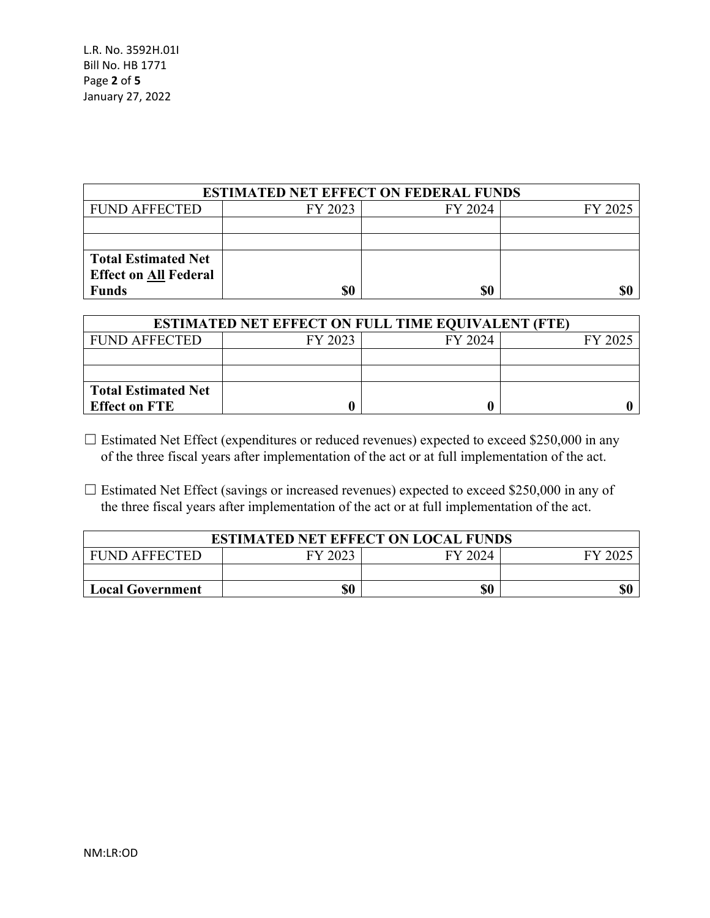| ESTIMATED NET EFFECT ON FEDERAL FUNDS | | | |
|---|---|---|---|
| FUND AFFECTED | FY 2023 | FY 2024 | FY 2025 |
| | | | |
| | | | |
| **Total Estimated Net Effect on All Federal Funds** | **$0** | **$0** | **$0** |

| ESTIMATED NET EFFECT ON FULL TIME EQUIVALENT (FTE) | | | |
|---|---|---|---|
| FUND AFFECTED | FY 2023 | FY 2024 | FY 2025 |
| | | | |
| | | | |
| **Total Estimated Net Effect on FTE** | **0** | **0** | **0** |

☐ Estimated Net Effect (expenditures or reduced revenues) expected to exceed $250,000 in any of the three fiscal years after implementation of the act or at full implementation of the act.

☐ Estimated Net Effect (savings or increased revenues) expected to exceed $250,000 in any of the three fiscal years after implementation of the act or at full implementation of the act.

| ESTIMATED NET EFFECT ON LOCAL FUNDS | | | |
|---|---|---|---|
| FUND AFFECTED | FY 2023 | FY 2024 | FY 2025 |
| | | | |
| **Local Government** | **$0** | **$0** | **$0** |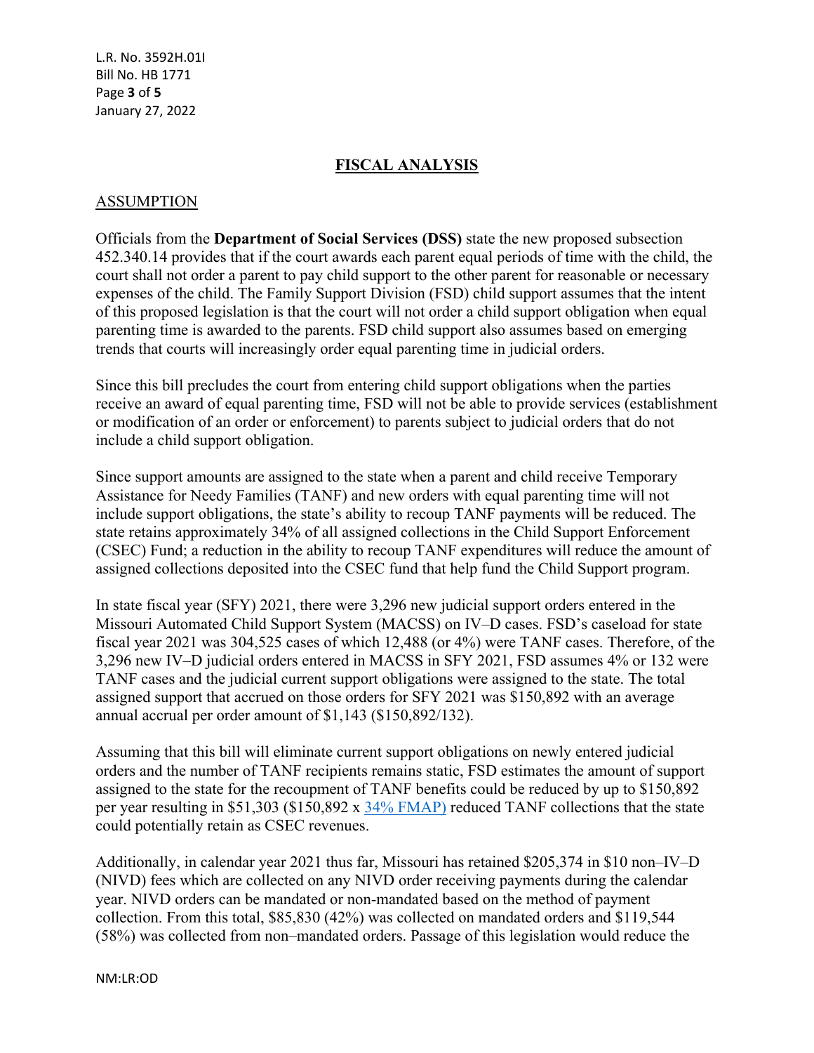## FISCAL ANALYSIS

### ASSUMPTION

Officials from the **Department of Social Services (DSS)** state the new proposed subsection 452.340.14 provides that if the court awards each parent equal periods of time with the child, the court shall not order a parent to pay child support to the other parent for reasonable or necessary expenses of the child. The Family Support Division (FSD) child support assumes that the intent of this proposed legislation is that the court will not order a child support obligation when equal parenting time is awarded to the parents. FSD child support also assumes based on emerging trends that courts will increasingly order equal parenting time in judicial orders.

Since this bill precludes the court from entering child support obligations when the parties receive an award of equal parenting time, FSD will not be able to provide services (establishment or modification of an order or enforcement) to parents subject to judicial orders that do not include a child support obligation.

Since support amounts are assigned to the state when a parent and child receive Temporary Assistance for Needy Families (TANF) and new orders with equal parenting time will not include support obligations, the state's ability to recoup TANF payments will be reduced. The state retains approximately 34% of all assigned collections in the Child Support Enforcement (CSEC) Fund; a reduction in the ability to recoup TANF expenditures will reduce the amount of assigned collections deposited into the CSEC fund that help fund the Child Support program.

In state fiscal year (SFY) 2021, there were 3,296 new judicial support orders entered in the Missouri Automated Child Support System (MACSS) on IV–D cases. FSD's caseload for state fiscal year 2021 was 304,525 cases of which 12,488 (or 4%) were TANF cases. Therefore, of the 3,296 new IV–D judicial orders entered in MACSS in SFY 2021, FSD assumes 4% or 132 were TANF cases and the judicial current support obligations were assigned to the state. The total assigned support that accrued on those orders for SFY 2021 was $150,892 with an average annual accrual per order amount of $1,143 ($150,892/132).

Assuming that this bill will eliminate current support obligations on newly entered judicial orders and the number of TANF recipients remains static, FSD estimates the amount of support assigned to the state for the recoupment of TANF benefits could be reduced by up to $150,892 per year resulting in $51,303 ($150,892 x 34% FMAP) reduced TANF collections that the state could potentially retain as CSEC revenues.

Additionally, in calendar year 2021 thus far, Missouri has retained $205,374 in $10 non–IV–D (NIVD) fees which are collected on any NIVD order receiving payments during the calendar year. NIVD orders can be mandated or non-mandated based on the method of payment collection. From this total, $85,830 (42%) was collected on mandated orders and $119,544 (58%) was collected from non–mandated orders. Passage of this legislation would reduce the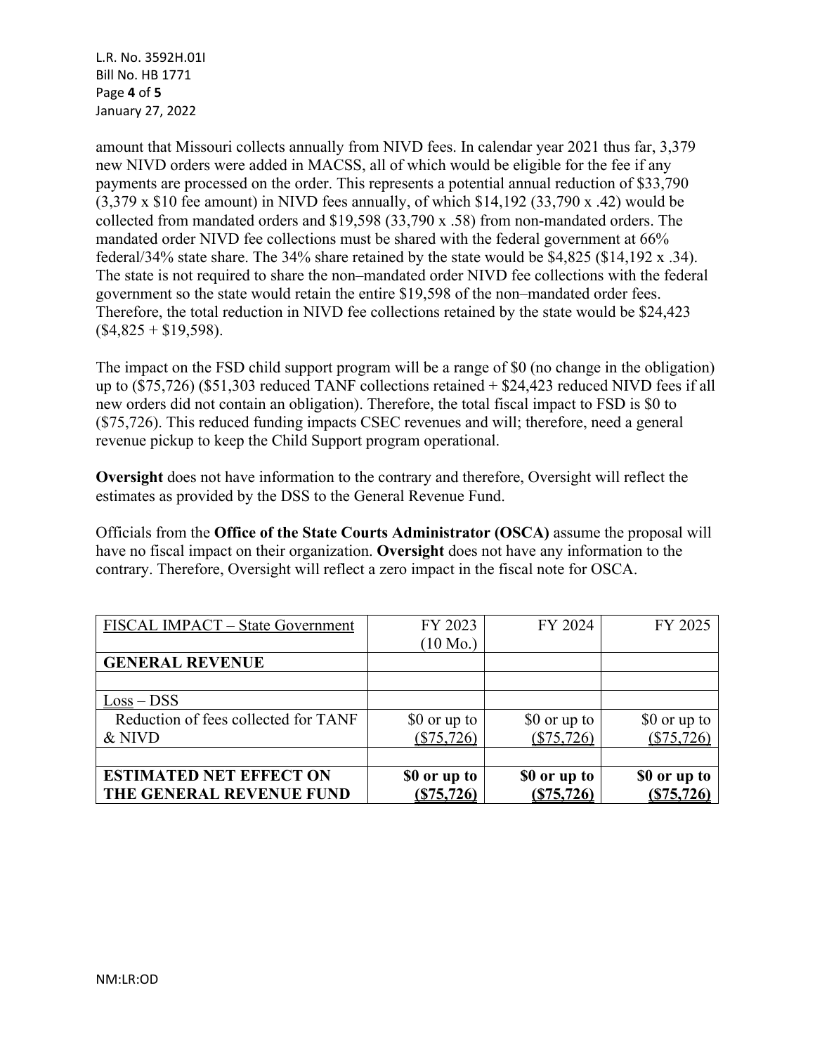amount that Missouri collects annually from NIVD fees. In calendar year 2021 thus far, 3,379 new NIVD orders were added in MACSS, all of which would be eligible for the fee if any payments are processed on the order. This represents a potential annual reduction of $33,790 (3,379 x $10 fee amount) in NIVD fees annually, of which $14,192 (33,790 x .42) would be collected from mandated orders and $19,598 (33,790 x .58) from non-mandated orders. The mandated order NIVD fee collections must be shared with the federal government at 66% federal/34% state share. The 34% share retained by the state would be $4,825 ($14,192 x .34). The state is not required to share the non–mandated order NIVD fee collections with the federal government so the state would retain the entire $19,598 of the non–mandated order fees. Therefore, the total reduction in NIVD fee collections retained by the state would be $24,423 ($4,825 + $19,598).

The impact on the FSD child support program will be a range of $0 (no change in the obligation) up to ($75,726) ($51,303 reduced TANF collections retained + $24,423 reduced NIVD fees if all new orders did not contain an obligation). Therefore, the total fiscal impact to FSD is $0 to ($75,726). This reduced funding impacts CSEC revenues and will; therefore, need a general revenue pickup to keep the Child Support program operational.

**Oversight** does not have information to the contrary and therefore, Oversight will reflect the estimates as provided by the DSS to the General Revenue Fund.

Officials from the **Office of the State Courts Administrator (OSCA)** assume the proposal will have no fiscal impact on their organization. **Oversight** does not have any information to the contrary. Therefore, Oversight will reflect a zero impact in the fiscal note for OSCA.

| FISCAL IMPACT – State Government | FY 2023 (10 Mo.) | FY 2024 | FY 2025 |
|---|---|---|---|
| **GENERAL REVENUE** | | | |
| | | | |
| Loss – DSS | | | |
| Reduction of fees collected for TANF & NIVD | $0 or up to ($75,726) | $0 or up to ($75,726) | $0 or up to ($75,726) |
| | | | |
| **ESTIMATED NET EFFECT ON THE GENERAL REVENUE FUND** | **$0 or up to ($75,726)** | **$0 or up to ($75,726)** | **$0 or up to ($75,726)** |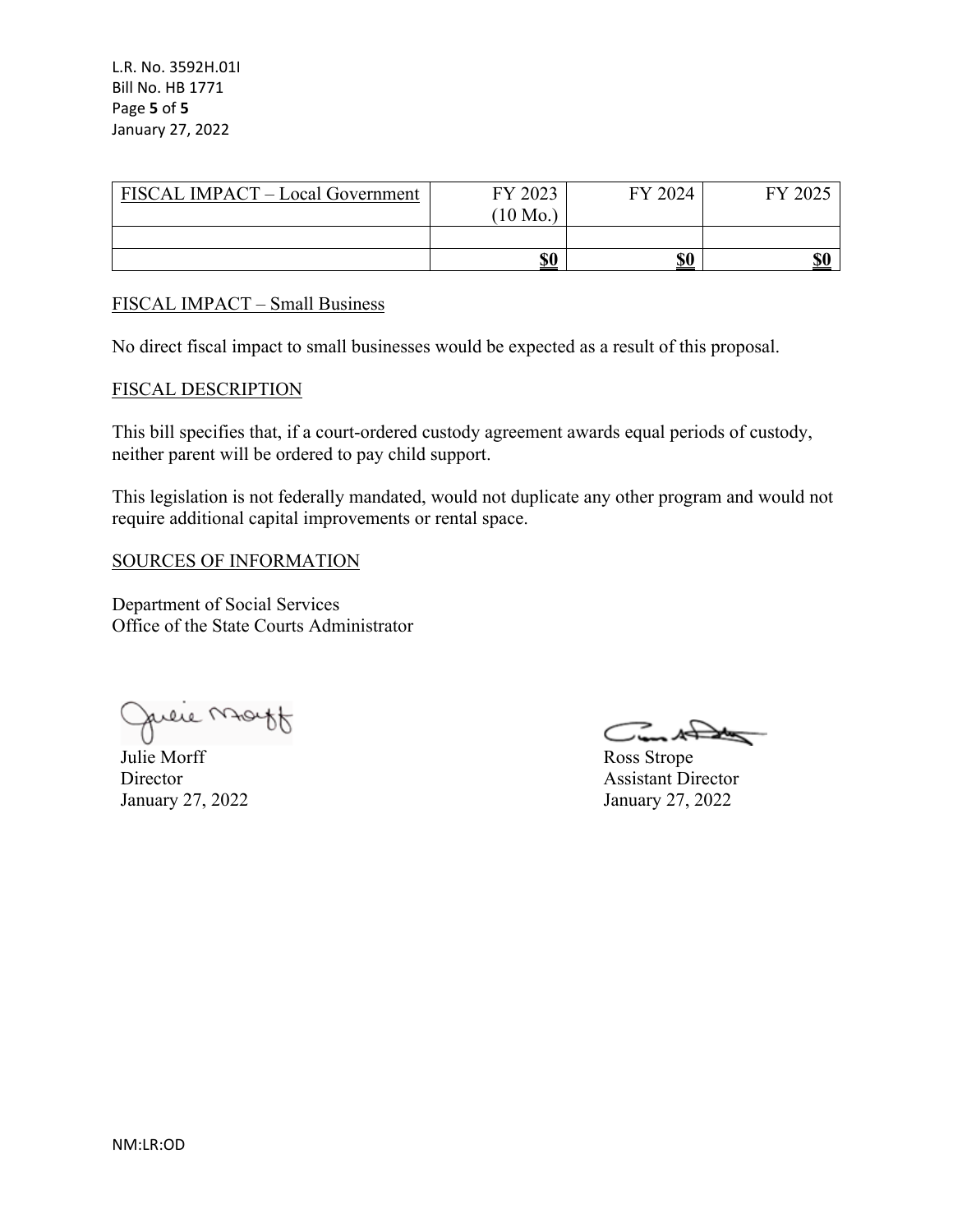| FISCAL IMPACT – Local Government | FY 2023 (10 Mo.) | FY 2024 | FY 2025 |
|---|---|---|---|
| | | | |
| | **$0** | **$0** | **$0** |

FISCAL IMPACT – Small Business

No direct fiscal impact to small businesses would be expected as a result of this proposal.

FISCAL DESCRIPTION

This bill specifies that, if a court-ordered custody agreement awards equal periods of custody, neither parent will be ordered to pay child support.

This legislation is not federally mandated, would not duplicate any other program and would not require additional capital improvements or rental space.

SOURCES OF INFORMATION

Department of Social Services
Office of the State Courts Administrator

Julie Morff
Director
January 27, 2022

Ross Strope
Assistant Director
January 27, 2022

NM:LR:OD